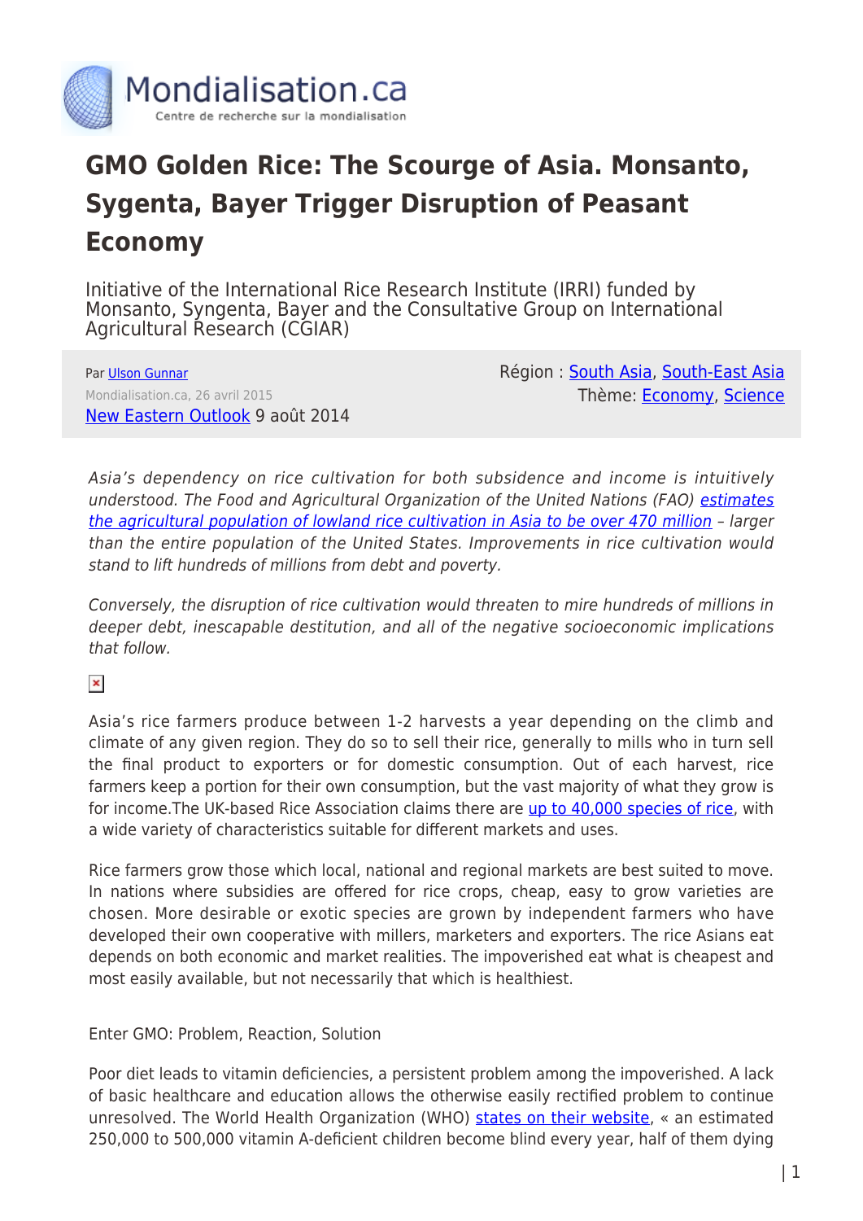# GMO Golden Rice: The Scourge of Asia. Monsanto, Sygenta, Bayer Trigger Disruption of Peasant Economy

Initiative of the International Rice Research Institute (IRRI) funded by Monsanto, Syngenta, Bayer and the Consultative Group on International Agricultural Research (CGIAR)

Par Ulson Gunnar
Mondialisation.ca, 26 avril 2015
New Eastern Outlook 9 août 2014

Région : South Asia, South-East Asia
Thème: Economy, Science

*Asia's dependency on rice cultivation for both subsidence and income is intuitively understood. The Food and Agricultural Organization of the United Nations (FAO) estimates the agricultural population of lowland rice cultivation in Asia to be over 470 million – larger than the entire population of the United States. Improvements in rice cultivation would stand to lift hundreds of millions from debt and poverty.*

*Conversely, the disruption of rice cultivation would threaten to mire hundreds of millions in deeper debt, inescapable destitution, and all of the negative socioeconomic implications that follow.*

Asia's rice farmers produce between 1-2 harvests a year depending on the climb and climate of any given region. They do so to sell their rice, generally to mills who in turn sell the final product to exporters or for domestic consumption. Out of each harvest, rice farmers keep a portion for their own consumption, but the vast majority of what they grow is for income.The UK-based Rice Association claims there are up to 40,000 species of rice, with a wide variety of characteristics suitable for different markets and uses.

Rice farmers grow those which local, national and regional markets are best suited to move. In nations where subsidies are offered for rice crops, cheap, easy to grow varieties are chosen. More desirable or exotic species are grown by independent farmers who have developed their own cooperative with millers, marketers and exporters. The rice Asians eat depends on both economic and market realities. The impoverished eat what is cheapest and most easily available, but not necessarily that which is healthiest.

Enter GMO: Problem, Reaction, Solution

Poor diet leads to vitamin deficiencies, a persistent problem among the impoverished. A lack of basic healthcare and education allows the otherwise easily rectified problem to continue unresolved. The World Health Organization (WHO) states on their website, « an estimated 250,000 to 500,000 vitamin A-deficient children become blind every year, half of them dying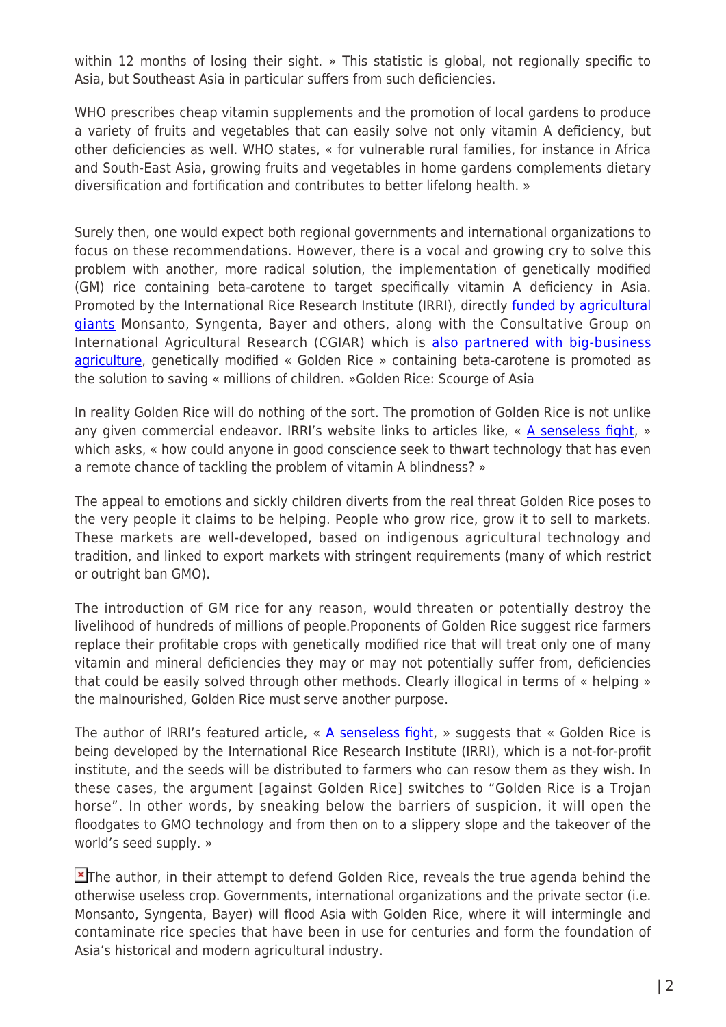within 12 months of losing their sight. » This statistic is global, not regionally specific to Asia, but Southeast Asia in particular suffers from such deficiencies.

WHO prescribes cheap vitamin supplements and the promotion of local gardens to produce a variety of fruits and vegetables that can easily solve not only vitamin A deficiency, but other deficiencies as well. WHO states, « for vulnerable rural families, for instance in Africa and South-East Asia, growing fruits and vegetables in home gardens complements dietary diversification and fortification and contributes to better lifelong health. »

Surely then, one would expect both regional governments and international organizations to focus on these recommendations. However, there is a vocal and growing cry to solve this problem with another, more radical solution, the implementation of genetically modified (GM) rice containing beta-carotene to target specifically vitamin A deficiency in Asia. Promoted by the International Rice Research Institute (IRRI), directly funded by agricultural giants Monsanto, Syngenta, Bayer and others, along with the Consultative Group on International Agricultural Research (CGIAR) which is also partnered with big-business agriculture, genetically modified « Golden Rice » containing beta-carotene is promoted as the solution to saving « millions of children. »Golden Rice: Scourge of Asia

In reality Golden Rice will do nothing of the sort. The promotion of Golden Rice is not unlike any given commercial endeavor. IRRI's website links to articles like, « A senseless fight, » which asks, « how could anyone in good conscience seek to thwart technology that has even a remote chance of tackling the problem of vitamin A blindness? »

The appeal to emotions and sickly children diverts from the real threat Golden Rice poses to the very people it claims to be helping. People who grow rice, grow it to sell to markets. These markets are well-developed, based on indigenous agricultural technology and tradition, and linked to export markets with stringent requirements (many of which restrict or outright ban GMO).

The introduction of GM rice for any reason, would threaten or potentially destroy the livelihood of hundreds of millions of people.Proponents of Golden Rice suggest rice farmers replace their profitable crops with genetically modified rice that will treat only one of many vitamin and mineral deficiencies they may or may not potentially suffer from, deficiencies that could be easily solved through other methods. Clearly illogical in terms of « helping » the malnourished, Golden Rice must serve another purpose.

The author of IRRI's featured article, « A senseless fight, » suggests that « Golden Rice is being developed by the International Rice Research Institute (IRRI), which is a not-for-profit institute, and the seeds will be distributed to farmers who can resow them as they wish. In these cases, the argument [against Golden Rice] switches to "Golden Rice is a Trojan horse". In other words, by sneaking below the barriers of suspicion, it will open the floodgates to GMO technology and from then on to a slippery slope and the takeover of the world's seed supply. »

The author, in their attempt to defend Golden Rice, reveals the true agenda behind the otherwise useless crop. Governments, international organizations and the private sector (i.e. Monsanto, Syngenta, Bayer) will flood Asia with Golden Rice, where it will intermingle and contaminate rice species that have been in use for centuries and form the foundation of Asia's historical and modern agricultural industry.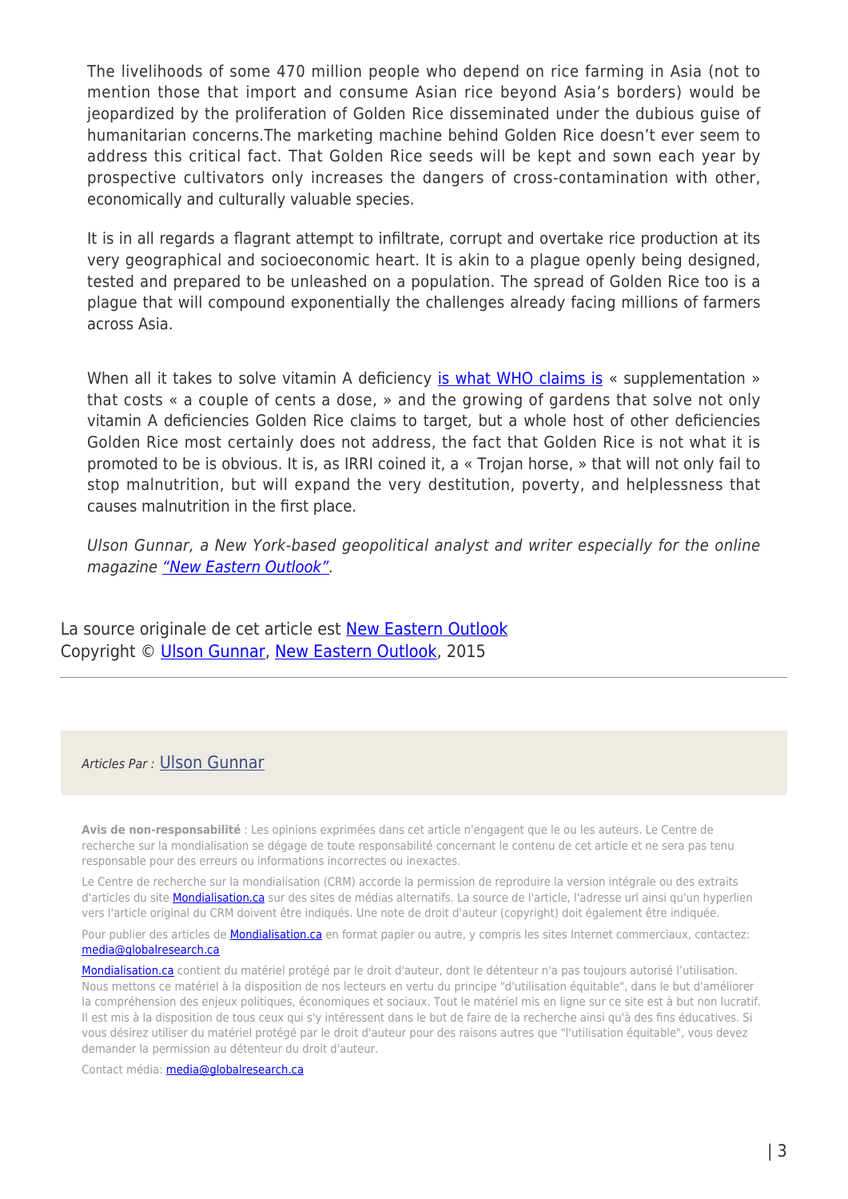The livelihoods of some 470 million people who depend on rice farming in Asia (not to mention those that import and consume Asian rice beyond Asia's borders) would be jeopardized by the proliferation of Golden Rice disseminated under the dubious guise of humanitarian concerns.The marketing machine behind Golden Rice doesn't ever seem to address this critical fact. That Golden Rice seeds will be kept and sown each year by prospective cultivators only increases the dangers of cross-contamination with other, economically and culturally valuable species.

It is in all regards a flagrant attempt to infiltrate, corrupt and overtake rice production at its very geographical and socioeconomic heart. It is akin to a plague openly being designed, tested and prepared to be unleashed on a population. The spread of Golden Rice too is a plague that will compound exponentially the challenges already facing millions of farmers across Asia.

When all it takes to solve vitamin A deficiency is what WHO claims is « supplementation » that costs « a couple of cents a dose, » and the growing of gardens that solve not only vitamin A deficiencies Golden Rice claims to target, but a whole host of other deficiencies Golden Rice most certainly does not address, the fact that Golden Rice is not what it is promoted to be is obvious. It is, as IRRI coined it, a « Trojan horse, » that will not only fail to stop malnutrition, but will expand the very destitution, poverty, and helplessness that causes malnutrition in the first place.

*Ulson Gunnar, a New York-based geopolitical analyst and writer especially for the online magazine "New Eastern Outlook".*

La source originale de cet article est New Eastern Outlook
Copyright © Ulson Gunnar, New Eastern Outlook, 2015

---

*Articles Par :* Ulson Gunnar

**Avis de non-responsabilité** : Les opinions exprimées dans cet article n'engagent que le ou les auteurs. Le Centre de recherche sur la mondialisation se dégage de toute responsabilité concernant le contenu de cet article et ne sera pas tenu responsable pour des erreurs ou informations incorrectes ou inexactes.

Le Centre de recherche sur la mondialisation (CRM) accorde la permission de reproduire la version intégrale ou des extraits d'articles du site Mondialisation.ca sur des sites de médias alternatifs. La source de l'article, l'adresse url ainsi qu'un hyperlien vers l'article original du CRM doivent être indiqués. Une note de droit d'auteur (copyright) doit également être indiquée.

Pour publier des articles de Mondialisation.ca en format papier ou autre, y compris les sites Internet commerciaux, contactez: media@globalresearch.ca

Mondialisation.ca contient du matériel protégé par le droit d'auteur, dont le détenteur n'a pas toujours autorisé l'utilisation. Nous mettons ce matériel à la disposition de nos lecteurs en vertu du principe "d'utilisation équitable", dans le but d'améliorer la compréhension des enjeux politiques, économiques et sociaux. Tout le matériel mis en ligne sur ce site est à but non lucratif. Il est mis à la disposition de tous ceux qui s'y intéressent dans le but de faire de la recherche ainsi qu'à des fins éducatives. Si vous désirez utiliser du matériel protégé par le droit d'auteur pour des raisons autres que "l'utilisation équitable", vous devez demander la permission au détenteur du droit d'auteur.

Contact média: media@globalresearch.ca